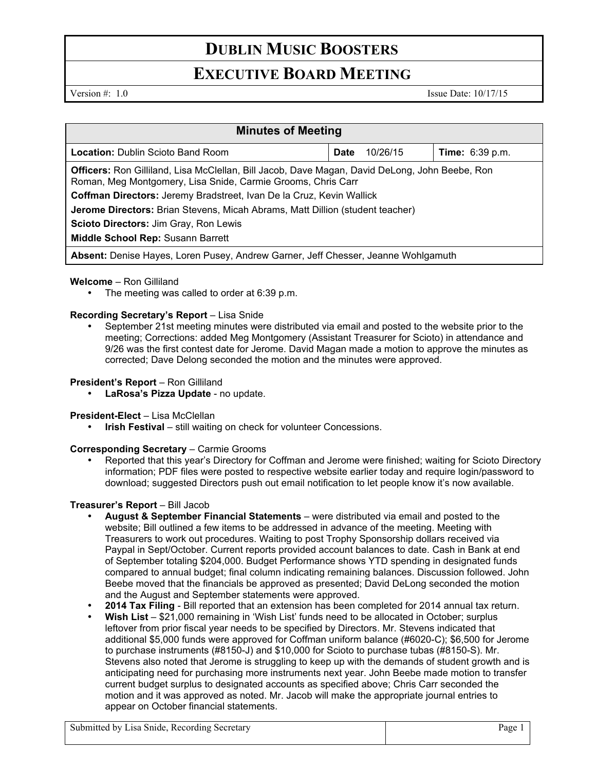# DUBLIN MUSIC BOOSTERS

## EXECUTIVE BOARD MEETING

Version #: 1.0 Issue Date: 10/17/15

| Minutes of Meeting | | |
|---|---|---|
| **Location:** Dublin Scioto Band Room | **Date** 10/26/15 | **Time:** 6:39 p.m. |
| **Officers:** Ron Gilliland, Lisa McClellan, Bill Jacob, Dave Magan, David DeLong, John Beebe, Ron Roman, Meg Montgomery, Lisa Snide, Carmie Grooms, Chris Carr<br>**Coffman Directors:** Jeremy Bradstreet, Ivan De la Cruz, Kevin Wallick<br>**Jerome Directors:** Brian Stevens, Micah Abrams, Matt Dillion (student teacher)<br>**Scioto Directors:** Jim Gray, Ron Lewis<br>**Middle School Rep:** Susann Barrett | | |
| **Absent:** Denise Hayes, Loren Pusey, Andrew Garner, Jeff Chesser, Jeanne Wohlgamuth | | |

**Welcome** – Ron Gilliland

- The meeting was called to order at 6:39 p.m.

**Recording Secretary's Report** – Lisa Snide

- September 21st meeting minutes were distributed via email and posted to the website prior to the meeting; Corrections: added Meg Montgomery (Assistant Treasurer for Scioto) in attendance and 9/26 was the first contest date for Jerome. David Magan made a motion to approve the minutes as corrected; Dave Delong seconded the motion and the minutes were approved.

**President's Report** – Ron Gilliland

- **LaRosa's Pizza Update** - no update.

**President-Elect** – Lisa McClellan

- **Irish Festival** – still waiting on check for volunteer Concessions.

**Corresponding Secretary** – Carmie Grooms

- Reported that this year's Directory for Coffman and Jerome were finished; waiting for Scioto Directory information; PDF files were posted to respective website earlier today and require login/password to download; suggested Directors push out email notification to let people know it's now available.

**Treasurer's Report** – Bill Jacob

- **August & September Financial Statements** – were distributed via email and posted to the website; Bill outlined a few items to be addressed in advance of the meeting. Meeting with Treasurers to work out procedures. Waiting to post Trophy Sponsorship dollars received via Paypal in Sept/October. Current reports provided account balances to date. Cash in Bank at end of September totaling $204,000. Budget Performance shows YTD spending in designated funds compared to annual budget; final column indicating remaining balances. Discussion followed. John Beebe moved that the financials be approved as presented; David DeLong seconded the motion and the August and September statements were approved.
- **2014 Tax Filing** - Bill reported that an extension has been completed for 2014 annual tax return.
- **Wish List** – $21,000 remaining in 'Wish List' funds need to be allocated in October; surplus leftover from prior fiscal year needs to be specified by Directors. Mr. Stevens indicated that additional $5,000 funds were approved for Coffman uniform balance (#6020-C); $6,500 for Jerome to purchase instruments (#8150-J) and $10,000 for Scioto to purchase tubas (#8150-S). Mr. Stevens also noted that Jerome is struggling to keep up with the demands of student growth and is anticipating need for purchasing more instruments next year. John Beebe made motion to transfer current budget surplus to designated accounts as specified above; Chris Carr seconded the motion and it was approved as noted. Mr. Jacob will make the appropriate journal entries to appear on October financial statements.

Submitted by Lisa Snide, Recording Secretary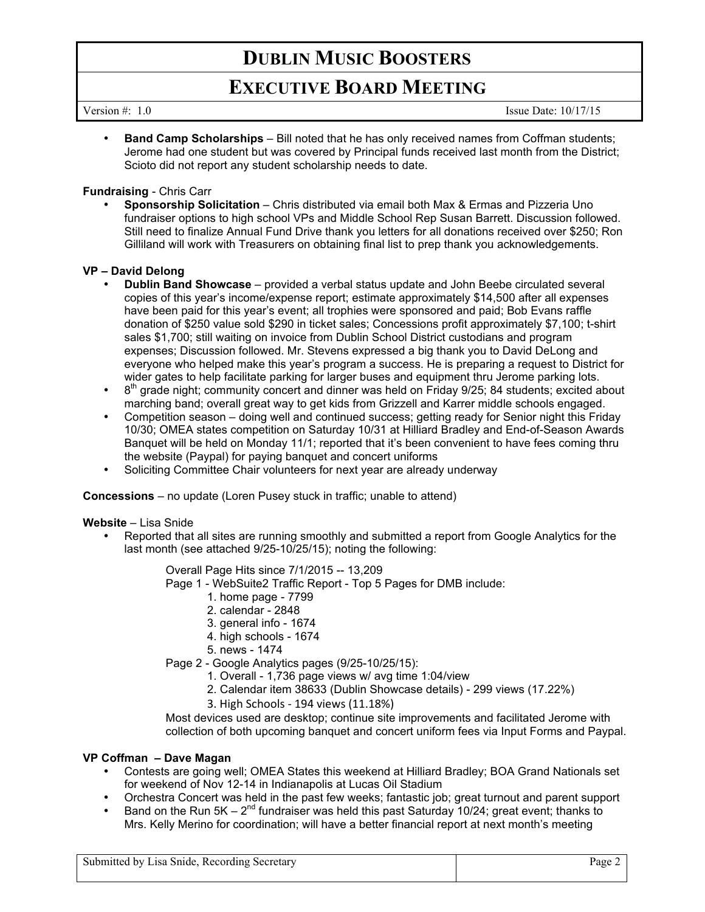- **Band Camp Scholarships** – Bill noted that he has only received names from Coffman students; Jerome had one student but was covered by Principal funds received last month from the District; Scioto did not report any student scholarship needs to date.

**Fundraising** - Chris Carr

- **Sponsorship Solicitation** – Chris distributed via email both Max & Ermas and Pizzeria Uno fundraiser options to high school VPs and Middle School Rep Susan Barrett. Discussion followed. Still need to finalize Annual Fund Drive thank you letters for all donations received over $250; Ron Gilliland will work with Treasurers on obtaining final list to prep thank you acknowledgements.

**VP – David Delong**

- **Dublin Band Showcase** – provided a verbal status update and John Beebe circulated several copies of this year's income/expense report; estimate approximately $14,500 after all expenses have been paid for this year's event; all trophies were sponsored and paid; Bob Evans raffle donation of $250 value sold $290 in ticket sales; Concessions profit approximately $7,100; t-shirt sales $1,700; still waiting on invoice from Dublin School District custodians and program expenses; Discussion followed. Mr. Stevens expressed a big thank you to David DeLong and everyone who helped make this year's program a success. He is preparing a request to District for wider gates to help facilitate parking for larger buses and equipment thru Jerome parking lots.
- 8th grade night; community concert and dinner was held on Friday 9/25; 84 students; excited about marching band; overall great way to get kids from Grizzell and Karrer middle schools engaged.
- Competition season – doing well and continued success; getting ready for Senior night this Friday 10/30; OMEA states competition on Saturday 10/31 at Hilliard Bradley and End-of-Season Awards Banquet will be held on Monday 11/1; reported that it's been convenient to have fees coming thru the website (Paypal) for paying banquet and concert uniforms
- Soliciting Committee Chair volunteers for next year are already underway

**Concessions** – no update (Loren Pusey stuck in traffic; unable to attend)

**Website** – Lisa Snide

- Reported that all sites are running smoothly and submitted a report from Google Analytics for the last month (see attached 9/25-10/25/15); noting the following:

  Overall Page Hits since 7/1/2015 -- 13,209

  Page 1 - WebSuite2 Traffic Report - Top 5 Pages for DMB include:
  1. home page - 7799
  2. calendar - 2848
  3. general info - 1674
  4. high schools - 1674
  5. news - 1474

  Page 2 - Google Analytics pages (9/25-10/25/15):
  1. Overall - 1,736 page views w/ avg time 1:04/view
  2. Calendar item 38633 (Dublin Showcase details) - 299 views (17.22%)
  3. High Schools - 194 views (11.18%)

  Most devices used are desktop; continue site improvements and facilitated Jerome with collection of both upcoming banquet and concert uniform fees via Input Forms and Paypal.

**VP Coffman – Dave Magan**

- Contests are going well; OMEA States this weekend at Hilliard Bradley; BOA Grand Nationals set for weekend of Nov 12-14 in Indianapolis at Lucas Oil Stadium
- Orchestra Concert was held in the past few weeks; fantastic job; great turnout and parent support
- Band on the Run 5K – 2nd fundraiser was held this past Saturday 10/24; great event; thanks to Mrs. Kelly Merino for coordination; will have a better financial report at next month's meeting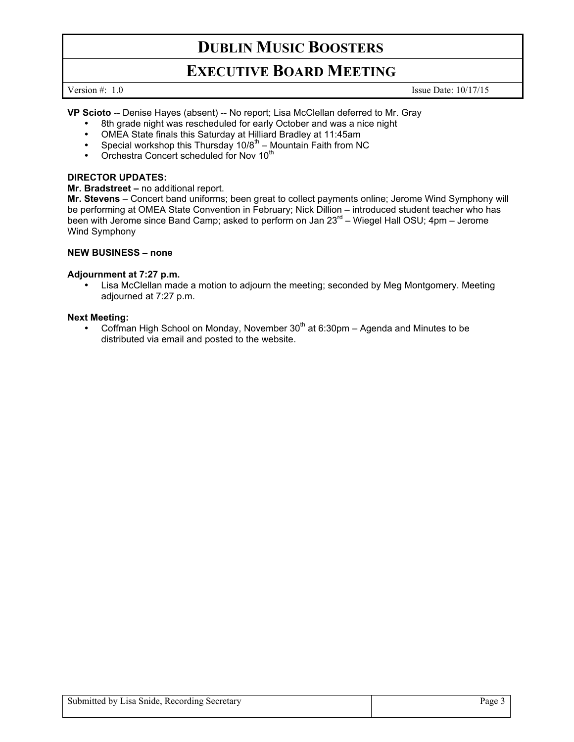**VP Scioto** -- Denise Hayes (absent) -- No report; Lisa McClellan deferred to Mr. Gray

- 8th grade night was rescheduled for early October and was a nice night
- OMEA State finals this Saturday at Hilliard Bradley at 11:45am
- Special workshop this Thursday 10/8th – Mountain Faith from NC
- Orchestra Concert scheduled for Nov 10th

**DIRECTOR UPDATES:**

**Mr. Bradstreet –** no additional report.

**Mr. Stevens** – Concert band uniforms; been great to collect payments online; Jerome Wind Symphony will be performing at OMEA State Convention in February; Nick Dillion – introduced student teacher who has been with Jerome since Band Camp; asked to perform on Jan 23rd – Wiegel Hall OSU; 4pm – Jerome Wind Symphony

**NEW BUSINESS – none**

**Adjournment at 7:27 p.m.**

- Lisa McClellan made a motion to adjourn the meeting; seconded by Meg Montgomery. Meeting adjourned at 7:27 p.m.

**Next Meeting:**

- Coffman High School on Monday, November 30th at 6:30pm – Agenda and Minutes to be distributed via email and posted to the website.